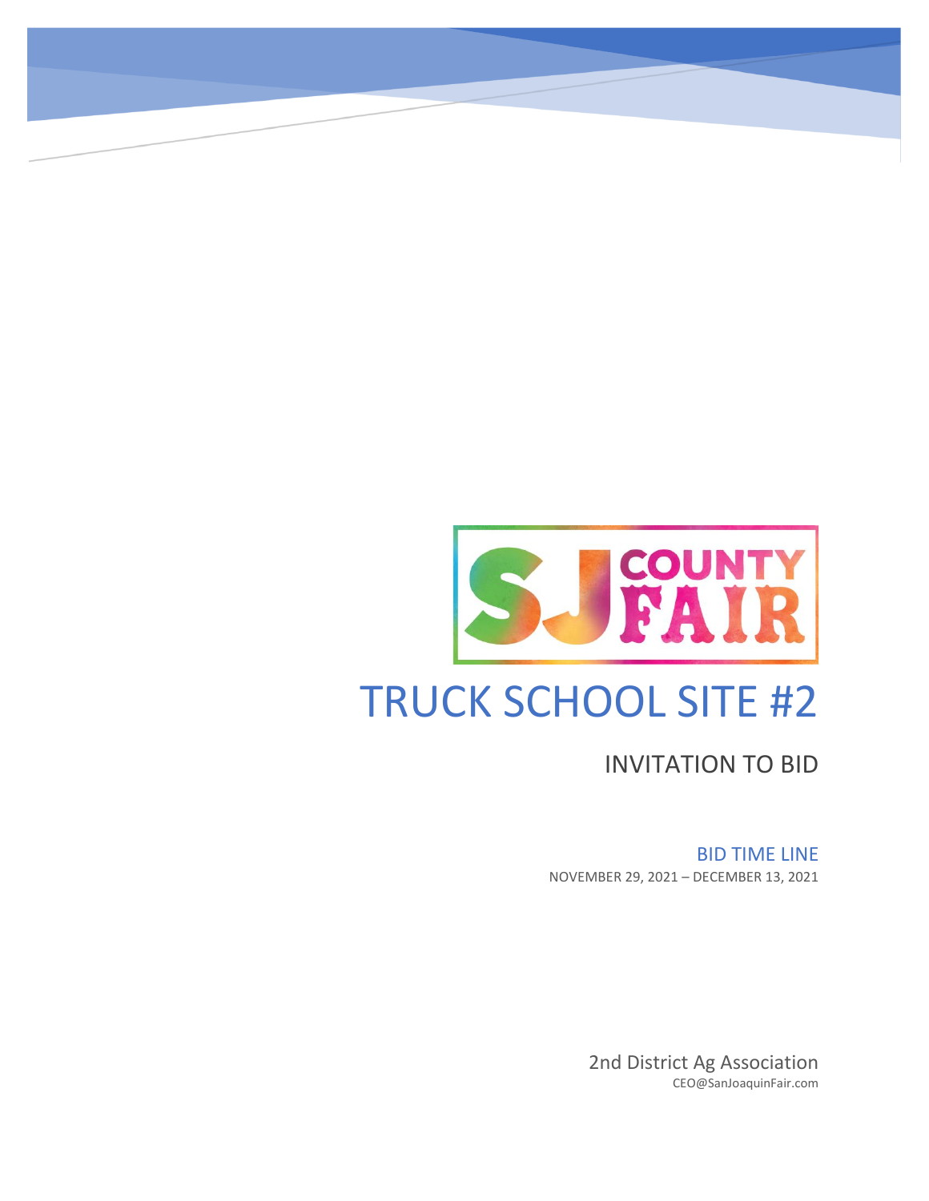SJ COUNTY FAIR

# TRUCK SCHOOL SITE #2

## INVITATION TO BID

### BID TIME LINE

NOVEMBER 29, 2021 – DECEMBER 13, 2021

2nd District Ag Association

CEO@SanJoaquinFair.com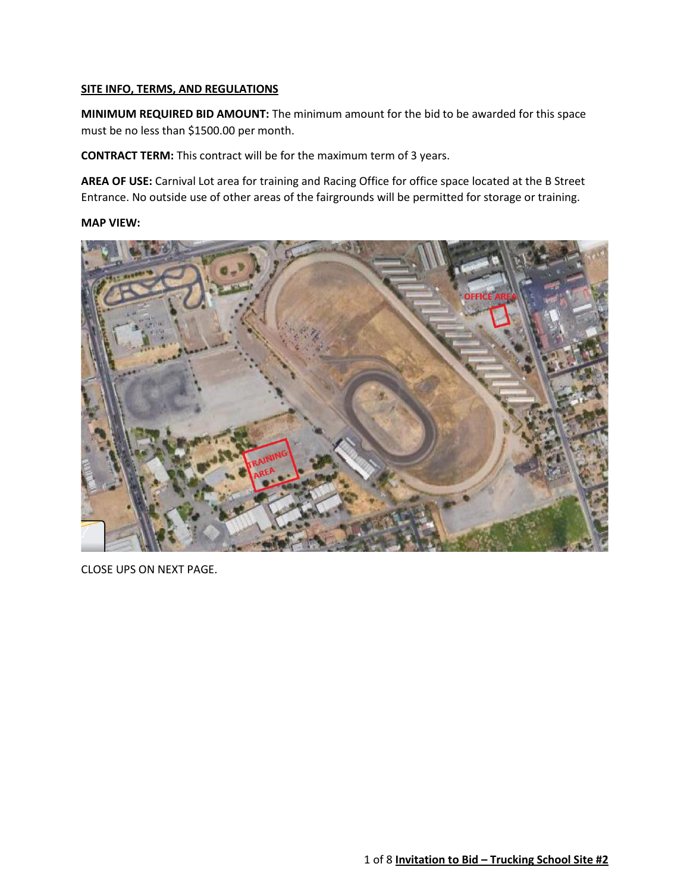**SITE INFO, TERMS, AND REGULATIONS**

**MINIMUM REQUIRED BID AMOUNT:** The minimum amount for the bid to be awarded for this space must be no less than $1500.00 per month.

**CONTRACT TERM:** This contract will be for the maximum term of 3 years.

**AREA OF USE:** Carnival Lot area for training and Racing Office for office space located at the B Street Entrance. No outside use of other areas of the fairgrounds will be permitted for storage or training.

**MAP VIEW:**

CLOSE UPS ON NEXT PAGE.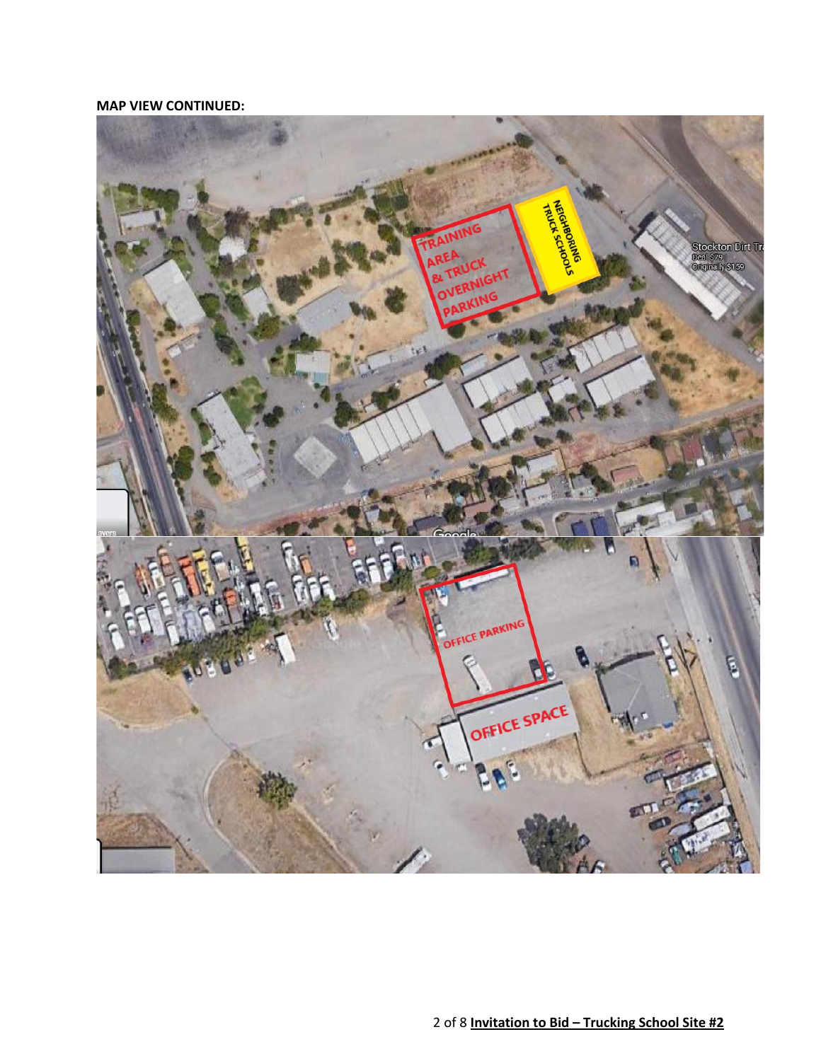**MAP VIEW CONTINUED:**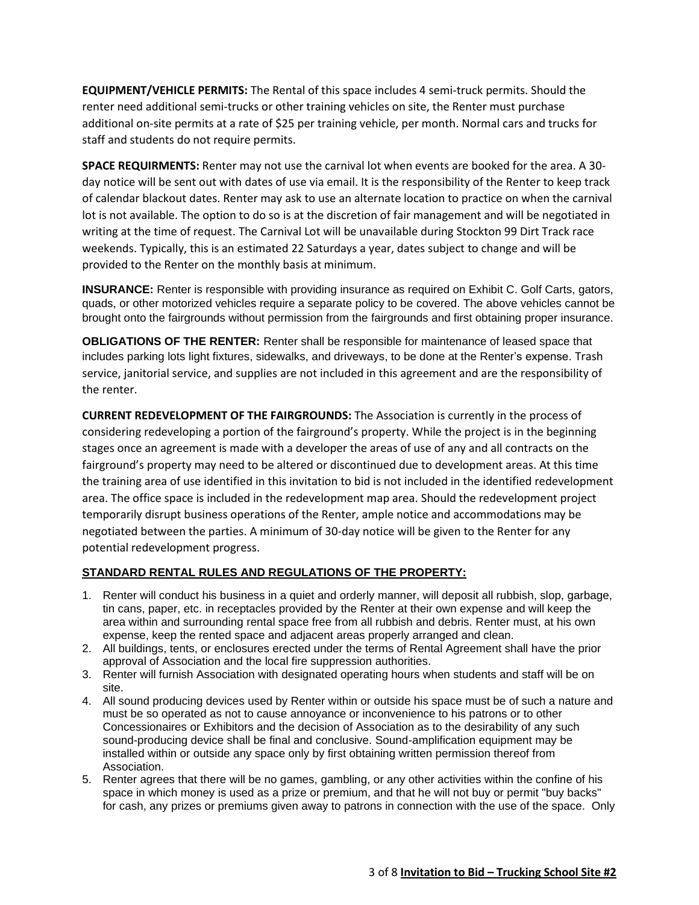**EQUIPMENT/VEHICLE PERMITS:** The Rental of this space includes 4 semi-truck permits. Should the renter need additional semi-trucks or other training vehicles on site, the Renter must purchase additional on-site permits at a rate of $25 per training vehicle, per month. Normal cars and trucks for staff and students do not require permits.

**SPACE REQUIRMENTS:** Renter may not use the carnival lot when events are booked for the area. A 30-day notice will be sent out with dates of use via email. It is the responsibility of the Renter to keep track of calendar blackout dates. Renter may ask to use an alternate location to practice on when the carnival lot is not available. The option to do so is at the discretion of fair management and will be negotiated in writing at the time of request. The Carnival Lot will be unavailable during Stockton 99 Dirt Track race weekends. Typically, this is an estimated 22 Saturdays a year, dates subject to change and will be provided to the Renter on the monthly basis at minimum.

**INSURANCE:** Renter is responsible with providing insurance as required on Exhibit C. Golf Carts, gators, quads, or other motorized vehicles require a separate policy to be covered. The above vehicles cannot be brought onto the fairgrounds without permission from the fairgrounds and first obtaining proper insurance.

**OBLIGATIONS OF THE RENTER:** Renter shall be responsible for maintenance of leased space that includes parking lots light fixtures, sidewalks, and driveways, to be done at the Renter's expense. Trash service, janitorial service, and supplies are not included in this agreement and are the responsibility of the renter.

**CURRENT REDEVELOPMENT OF THE FAIRGROUNDS:** The Association is currently in the process of considering redeveloping a portion of the fairground's property. While the project is in the beginning stages once an agreement is made with a developer the areas of use of any and all contracts on the fairground's property may need to be altered or discontinued due to development areas. At this time the training area of use identified in this invitation to bid is not included in the identified redevelopment area. The office space is included in the redevelopment map area. Should the redevelopment project temporarily disrupt business operations of the Renter, ample notice and accommodations may be negotiated between the parties. A minimum of 30-day notice will be given to the Renter for any potential redevelopment progress.

**STANDARD RENTAL RULES AND REGULATIONS OF THE PROPERTY:**

1. Renter will conduct his business in a quiet and orderly manner, will deposit all rubbish, slop, garbage, tin cans, paper, etc. in receptacles provided by the Renter at their own expense and will keep the area within and surrounding rental space free from all rubbish and debris. Renter must, at his own expense, keep the rented space and adjacent areas properly arranged and clean.
2. All buildings, tents, or enclosures erected under the terms of Rental Agreement shall have the prior approval of Association and the local fire suppression authorities.
3. Renter will furnish Association with designated operating hours when students and staff will be on site.
4. All sound producing devices used by Renter within or outside his space must be of such a nature and must be so operated as not to cause annoyance or inconvenience to his patrons or to other Concessionaires or Exhibitors and the decision of Association as to the desirability of any such sound-producing device shall be final and conclusive. Sound-amplification equipment may be installed within or outside any space only by first obtaining written permission thereof from Association.
5. Renter agrees that there will be no games, gambling, or any other activities within the confine of his space in which money is used as a prize or premium, and that he will not buy or permit "buy backs" for cash, any prizes or premiums given away to patrons in connection with the use of the space. Only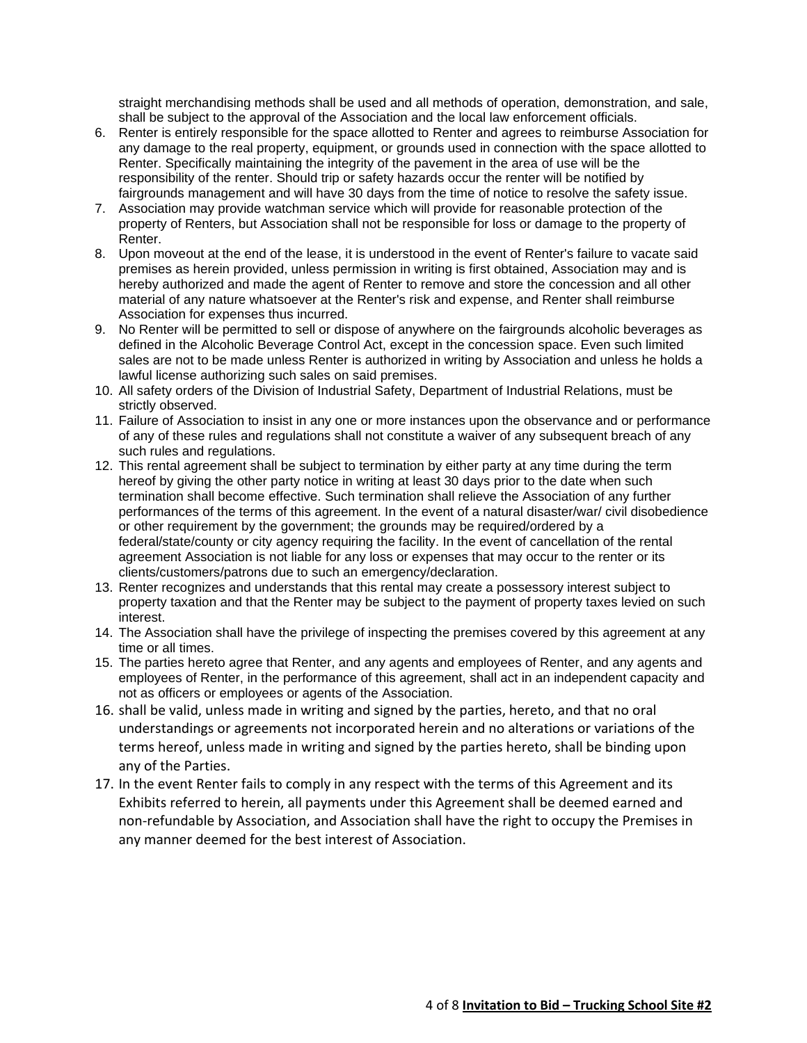straight merchandising methods shall be used and all methods of operation, demonstration, and sale, shall be subject to the approval of the Association and the local law enforcement officials.

6. Renter is entirely responsible for the space allotted to Renter and agrees to reimburse Association for any damage to the real property, equipment, or grounds used in connection with the space allotted to Renter. Specifically maintaining the integrity of the pavement in the area of use will be the responsibility of the renter. Should trip or safety hazards occur the renter will be notified by fairgrounds management and will have 30 days from the time of notice to resolve the safety issue.
7. Association may provide watchman service which will provide for reasonable protection of the property of Renters, but Association shall not be responsible for loss or damage to the property of Renter.
8. Upon moveout at the end of the lease, it is understood in the event of Renter's failure to vacate said premises as herein provided, unless permission in writing is first obtained, Association may and is hereby authorized and made the agent of Renter to remove and store the concession and all other material of any nature whatsoever at the Renter's risk and expense, and Renter shall reimburse Association for expenses thus incurred.
9. No Renter will be permitted to sell or dispose of anywhere on the fairgrounds alcoholic beverages as defined in the Alcoholic Beverage Control Act, except in the concession space. Even such limited sales are not to be made unless Renter is authorized in writing by Association and unless he holds a lawful license authorizing such sales on said premises.
10. All safety orders of the Division of Industrial Safety, Department of Industrial Relations, must be strictly observed.
11. Failure of Association to insist in any one or more instances upon the observance and or performance of any of these rules and regulations shall not constitute a waiver of any subsequent breach of any such rules and regulations.
12. This rental agreement shall be subject to termination by either party at any time during the term hereof by giving the other party notice in writing at least 30 days prior to the date when such termination shall become effective. Such termination shall relieve the Association of any further performances of the terms of this agreement. In the event of a natural disaster/war/ civil disobedience or other requirement by the government; the grounds may be required/ordered by a federal/state/county or city agency requiring the facility. In the event of cancellation of the rental agreement Association is not liable for any loss or expenses that may occur to the renter or its clients/customers/patrons due to such an emergency/declaration.
13. Renter recognizes and understands that this rental may create a possessory interest subject to property taxation and that the Renter may be subject to the payment of property taxes levied on such interest.
14. The Association shall have the privilege of inspecting the premises covered by this agreement at any time or all times.
15. The parties hereto agree that Renter, and any agents and employees of Renter, and any agents and employees of Renter, in the performance of this agreement, shall act in an independent capacity and not as officers or employees or agents of the Association.
16. shall be valid, unless made in writing and signed by the parties, hereto, and that no oral understandings or agreements not incorporated herein and no alterations or variations of the terms hereof, unless made in writing and signed by the parties hereto, shall be binding upon any of the Parties.
17. In the event Renter fails to comply in any respect with the terms of this Agreement and its Exhibits referred to herein, all payments under this Agreement shall be deemed earned and non-refundable by Association, and Association shall have the right to occupy the Premises in any manner deemed for the best interest of Association.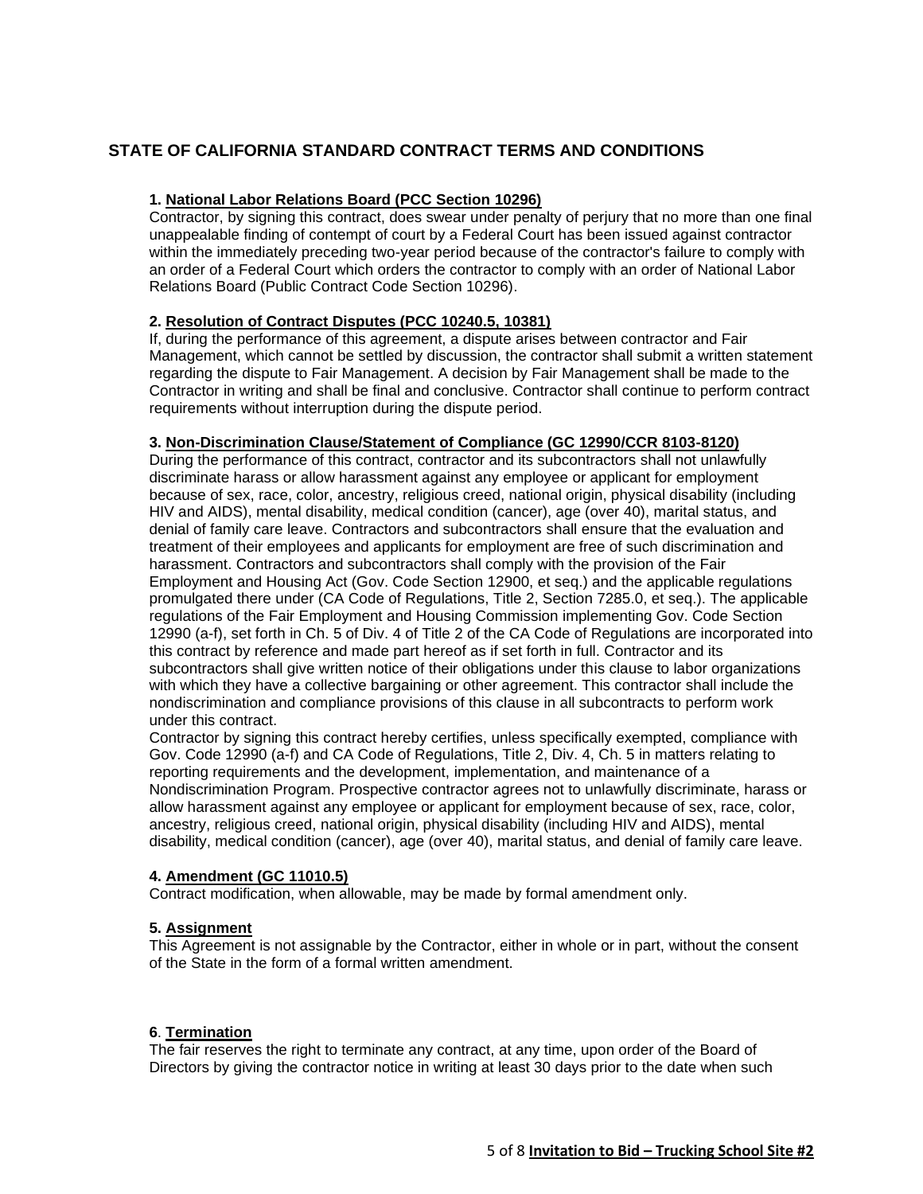## STATE OF CALIFORNIA STANDARD CONTRACT TERMS AND CONDITIONS

**1. National Labor Relations Board (PCC Section 10296)**
Contractor, by signing this contract, does swear under penalty of perjury that no more than one final unappealable finding of contempt of court by a Federal Court has been issued against contractor within the immediately preceding two-year period because of the contractor's failure to comply with an order of a Federal Court which orders the contractor to comply with an order of National Labor Relations Board (Public Contract Code Section 10296).

**2. Resolution of Contract Disputes (PCC 10240.5, 10381)**
If, during the performance of this agreement, a dispute arises between contractor and Fair Management, which cannot be settled by discussion, the contractor shall submit a written statement regarding the dispute to Fair Management. A decision by Fair Management shall be made to the Contractor in writing and shall be final and conclusive. Contractor shall continue to perform contract requirements without interruption during the dispute period.

**3. Non-Discrimination Clause/Statement of Compliance (GC 12990/CCR 8103-8120)**
During the performance of this contract, contractor and its subcontractors shall not unlawfully discriminate harass or allow harassment against any employee or applicant for employment because of sex, race, color, ancestry, religious creed, national origin, physical disability (including HIV and AIDS), mental disability, medical condition (cancer), age (over 40), marital status, and denial of family care leave. Contractors and subcontractors shall ensure that the evaluation and treatment of their employees and applicants for employment are free of such discrimination and harassment. Contractors and subcontractors shall comply with the provision of the Fair Employment and Housing Act (Gov. Code Section 12900, et seq.) and the applicable regulations promulgated there under (CA Code of Regulations, Title 2, Section 7285.0, et seq.). The applicable regulations of the Fair Employment and Housing Commission implementing Gov. Code Section 12990 (a-f), set forth in Ch. 5 of Div. 4 of Title 2 of the CA Code of Regulations are incorporated into this contract by reference and made part hereof as if set forth in full. Contractor and its subcontractors shall give written notice of their obligations under this clause to labor organizations with which they have a collective bargaining or other agreement. This contractor shall include the nondiscrimination and compliance provisions of this clause in all subcontracts to perform work under this contract.
Contractor by signing this contract hereby certifies, unless specifically exempted, compliance with Gov. Code 12990 (a-f) and CA Code of Regulations, Title 2, Div. 4, Ch. 5 in matters relating to reporting requirements and the development, implementation, and maintenance of a Nondiscrimination Program. Prospective contractor agrees not to unlawfully discriminate, harass or allow harassment against any employee or applicant for employment because of sex, race, color, ancestry, religious creed, national origin, physical disability (including HIV and AIDS), mental disability, medical condition (cancer), age (over 40), marital status, and denial of family care leave.

**4. Amendment (GC 11010.5)**
Contract modification, when allowable, may be made by formal amendment only.

**5. Assignment**
This Agreement is not assignable by the Contractor, either in whole or in part, without the consent of the State in the form of a formal written amendment.

**6. Termination**
The fair reserves the right to terminate any contract, at any time, upon order of the Board of Directors by giving the contractor notice in writing at least 30 days prior to the date when such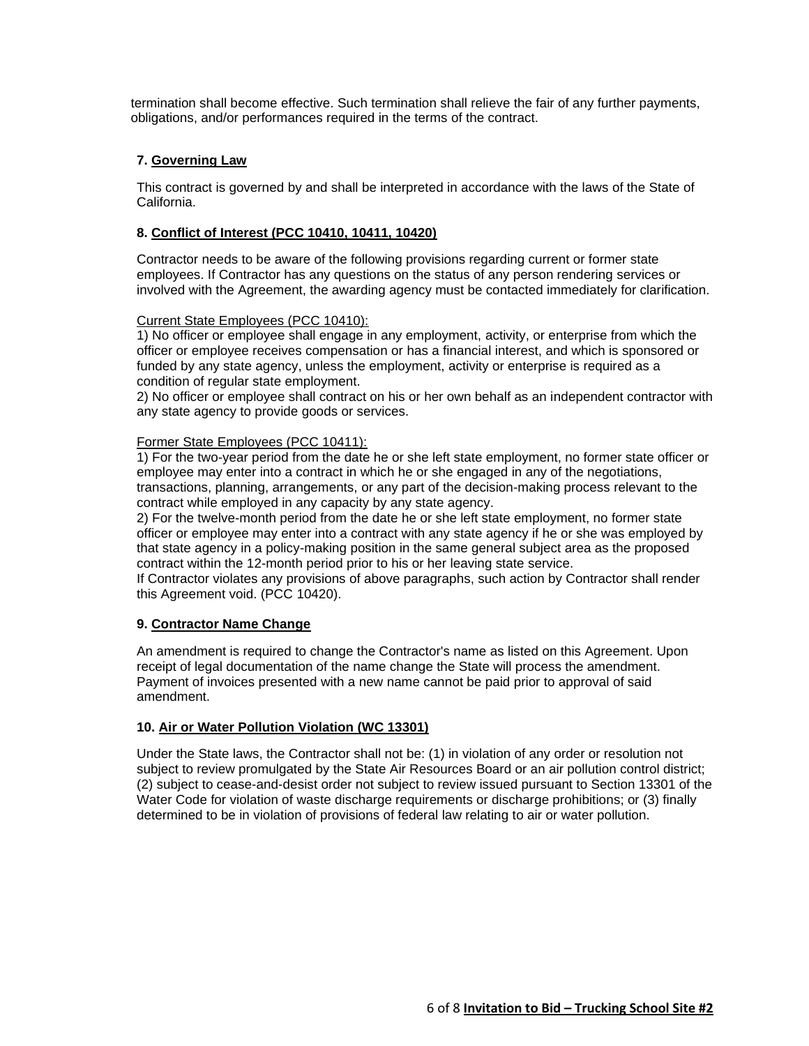termination shall become effective. Such termination shall relieve the fair of any further payments, obligations, and/or performances required in the terms of the contract.

**7. Governing Law**

This contract is governed by and shall be interpreted in accordance with the laws of the State of California.

**8. Conflict of Interest (PCC 10410, 10411, 10420)**

Contractor needs to be aware of the following provisions regarding current or former state employees. If Contractor has any questions on the status of any person rendering services or involved with the Agreement, the awarding agency must be contacted immediately for clarification.

Current State Employees (PCC 10410):

1) No officer or employee shall engage in any employment, activity, or enterprise from which the officer or employee receives compensation or has a financial interest, and which is sponsored or funded by any state agency, unless the employment, activity or enterprise is required as a condition of regular state employment.

2) No officer or employee shall contract on his or her own behalf as an independent contractor with any state agency to provide goods or services.

Former State Employees (PCC 10411):

1) For the two-year period from the date he or she left state employment, no former state officer or employee may enter into a contract in which he or she engaged in any of the negotiations, transactions, planning, arrangements, or any part of the decision-making process relevant to the contract while employed in any capacity by any state agency.

2) For the twelve-month period from the date he or she left state employment, no former state officer or employee may enter into a contract with any state agency if he or she was employed by that state agency in a policy-making position in the same general subject area as the proposed contract within the 12-month period prior to his or her leaving state service.

If Contractor violates any provisions of above paragraphs, such action by Contractor shall render this Agreement void. (PCC 10420).

**9. Contractor Name Change**

An amendment is required to change the Contractor's name as listed on this Agreement. Upon receipt of legal documentation of the name change the State will process the amendment. Payment of invoices presented with a new name cannot be paid prior to approval of said amendment.

**10. Air or Water Pollution Violation (WC 13301)**

Under the State laws, the Contractor shall not be: (1) in violation of any order or resolution not subject to review promulgated by the State Air Resources Board or an air pollution control district; (2) subject to cease-and-desist order not subject to review issued pursuant to Section 13301 of the Water Code for violation of waste discharge requirements or discharge prohibitions; or (3) finally determined to be in violation of provisions of federal law relating to air or water pollution.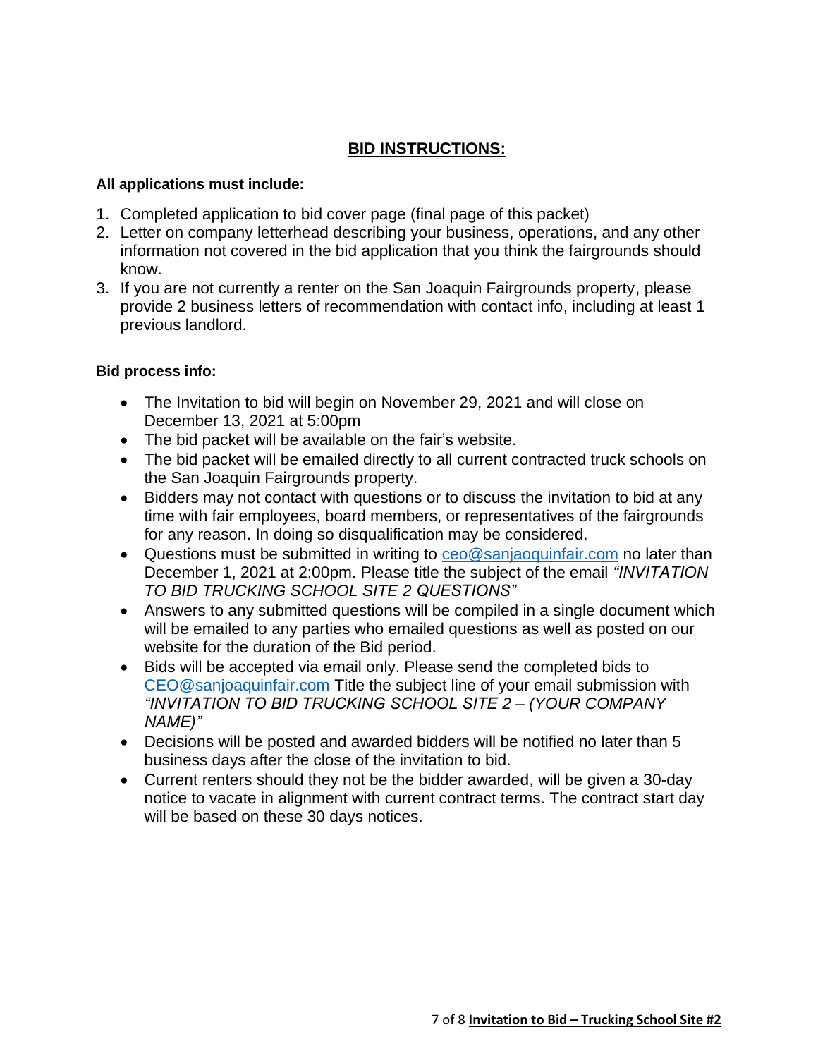## BID INSTRUCTIONS:

**All applications must include:**

1. Completed application to bid cover page (final page of this packet)
2. Letter on company letterhead describing your business, operations, and any other information not covered in the bid application that you think the fairgrounds should know.
3. If you are not currently a renter on the San Joaquin Fairgrounds property, please provide 2 business letters of recommendation with contact info, including at least 1 previous landlord.

**Bid process info:**

- The Invitation to bid will begin on November 29, 2021 and will close on December 13, 2021 at 5:00pm
- The bid packet will be available on the fair's website.
- The bid packet will be emailed directly to all current contracted truck schools on the San Joaquin Fairgrounds property.
- Bidders may not contact with questions or to discuss the invitation to bid at any time with fair employees, board members, or representatives of the fairgrounds for any reason. In doing so disqualification may be considered.
- Questions must be submitted in writing to ceo@sanjaoquinfair.com no later than December 1, 2021 at 2:00pm. Please title the subject of the email *"INVITATION TO BID TRUCKING SCHOOL SITE 2 QUESTIONS"*
- Answers to any submitted questions will be compiled in a single document which will be emailed to any parties who emailed questions as well as posted on our website for the duration of the Bid period.
- Bids will be accepted via email only. Please send the completed bids to CEO@sanjoaquinfair.com Title the subject line of your email submission with *"INVITATION TO BID TRUCKING SCHOOL SITE 2 – (YOUR COMPANY NAME)"*
- Decisions will be posted and awarded bidders will be notified no later than 5 business days after the close of the invitation to bid.
- Current renters should they not be the bidder awarded, will be given a 30-day notice to vacate in alignment with current contract terms. The contract start day will be based on these 30 days notices.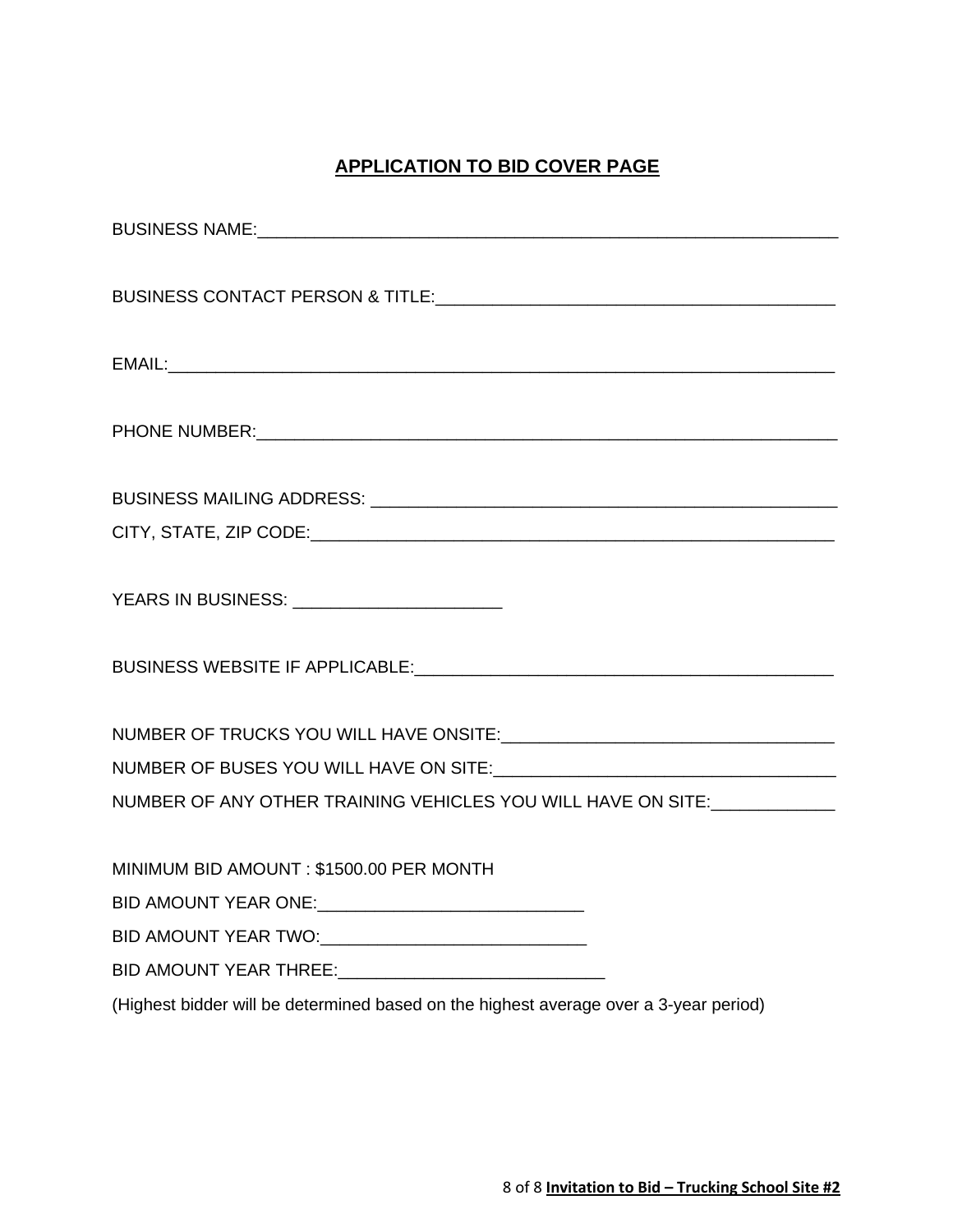## APPLICATION TO BID COVER PAGE

BUSINESS NAME:_______________________________________________________________

BUSINESS CONTACT PERSON & TITLE:________________________________________

EMAIL:______________________________________________________________________

PHONE NUMBER:_______________________________________________________________

BUSINESS MAILING ADDRESS: __________________________________________________

CITY, STATE, ZIP CODE:________________________________________________________

YEARS IN BUSINESS: ______________________

BUSINESS WEBSITE IF APPLICABLE:____________________________________________

NUMBER OF TRUCKS YOU WILL HAVE ONSITE:___________________________________

NUMBER OF BUSES YOU WILL HAVE ON SITE:___________________________________

NUMBER OF ANY OTHER TRAINING VEHICLES YOU WILL HAVE ON SITE:_____________

MINIMUM BID AMOUNT : $1500.00 PER MONTH

BID AMOUNT YEAR ONE:____________________________

BID AMOUNT YEAR TWO:____________________________

BID AMOUNT YEAR THREE:____________________________

(Highest bidder will be determined based on the highest average over a 3-year period)